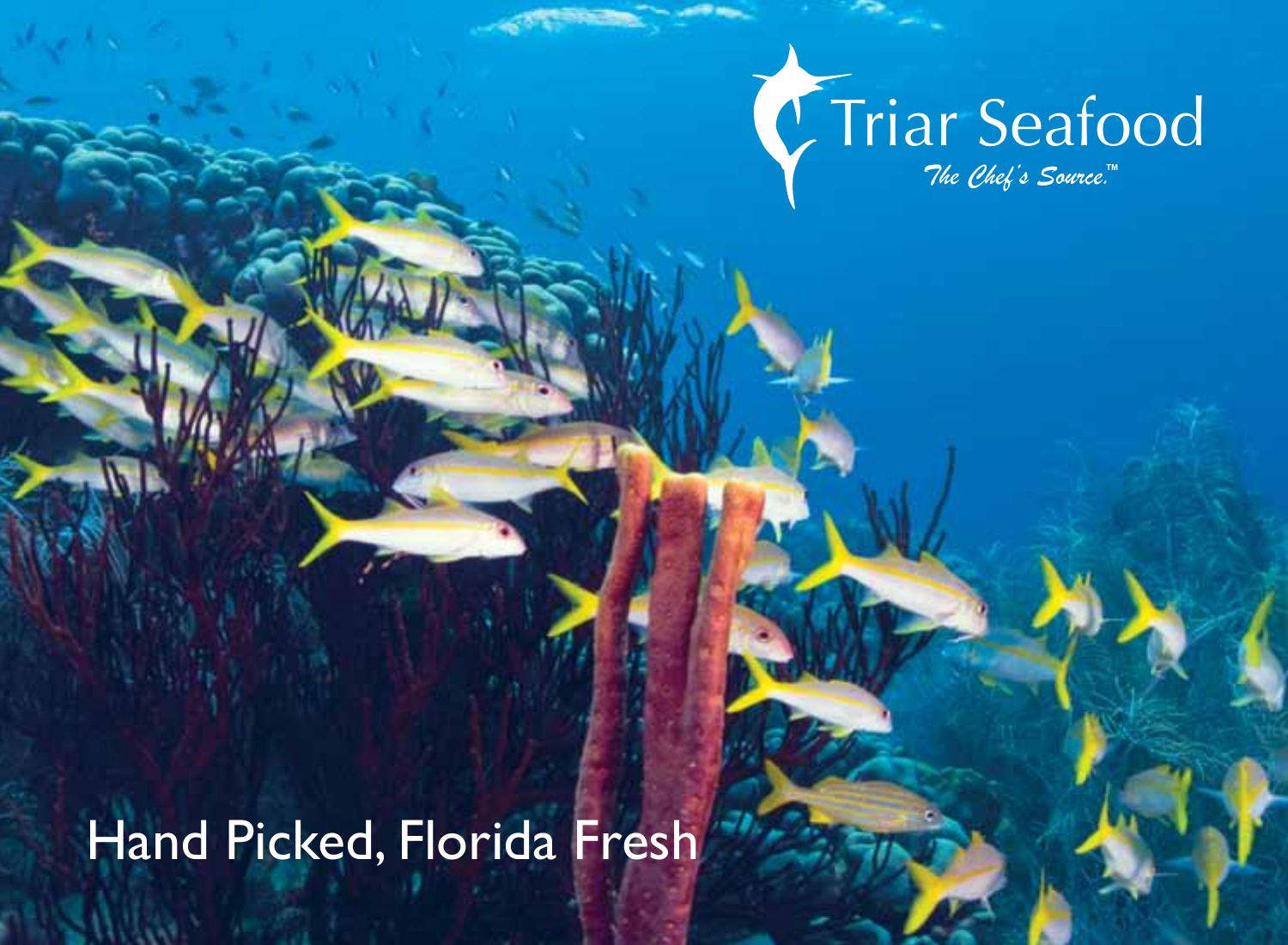# Triar Seafood

*The Chef's Source.™*

Hand Picked, Florida Fresh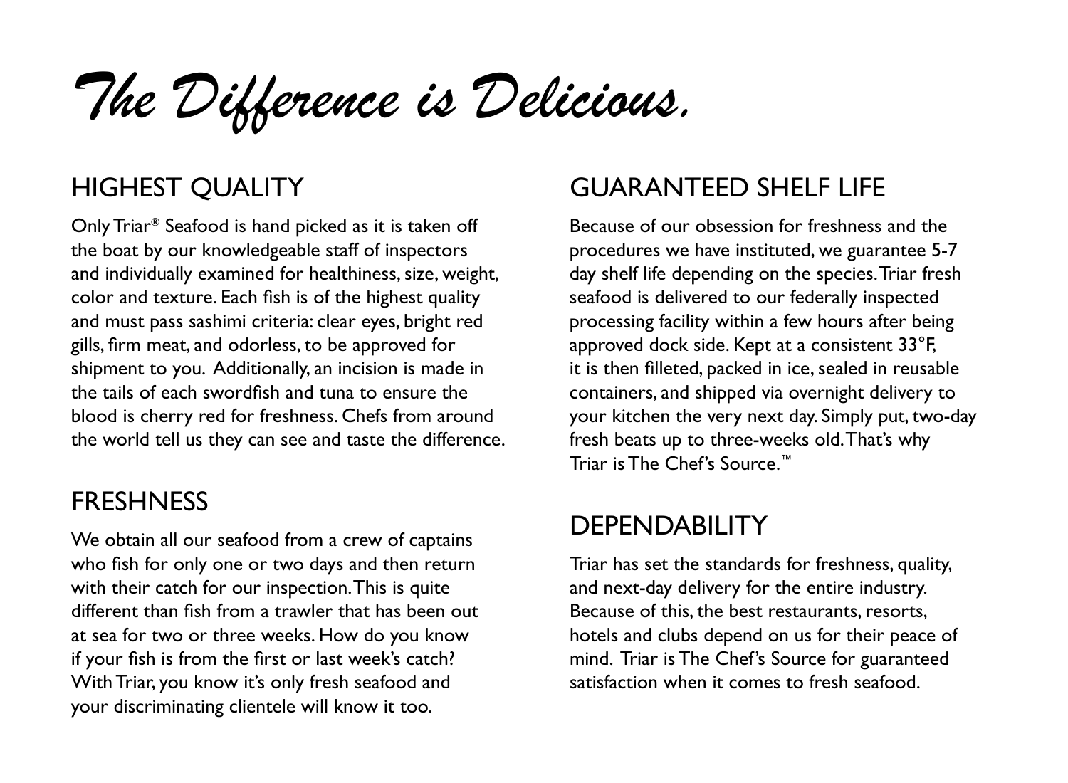# *The Difference is Delicious.*

## HIGHEST QUALITY

Only Triar® Seafood is hand picked as it is taken off the boat by our knowledgeable staff of inspectors and individually examined for healthiness, size, weight, color and texture. Each fish is of the highest quality and must pass sashimi criteria: clear eyes, bright red gills, firm meat, and odorless, to be approved for shipment to you. Additionally, an incision is made in the tails of each swordfish and tuna to ensure the blood is cherry red for freshness. Chefs from around the world tell us they can see and taste the difference.

## FRESHNESS

We obtain all our seafood from a crew of captains who fish for only one or two days and then return with their catch for our inspection. This is quite different than fish from a trawler that has been out at sea for two or three weeks. How do you know if your fish is from the first or last week's catch? With Triar, you know it's only fresh seafood and your discriminating clientele will know it too.

## GUARANTEED SHELF LIFE

Because of our obsession for freshness and the procedures we have instituted, we guarantee 5-7 day shelf life depending on the species. Triar fresh seafood is delivered to our federally inspected processing facility within a few hours after being approved dock side. Kept at a consistent 33°F, it is then filleted, packed in ice, sealed in reusable containers, and shipped via overnight delivery to your kitchen the very next day. Simply put, two-day fresh beats up to three-weeks old. That's why Triar is The Chef's Source.™

## DEPENDABILITY

Triar has set the standards for freshness, quality, and next-day delivery for the entire industry. Because of this, the best restaurants, resorts, hotels and clubs depend on us for their peace of mind. Triar is The Chef's Source for guaranteed satisfaction when it comes to fresh seafood.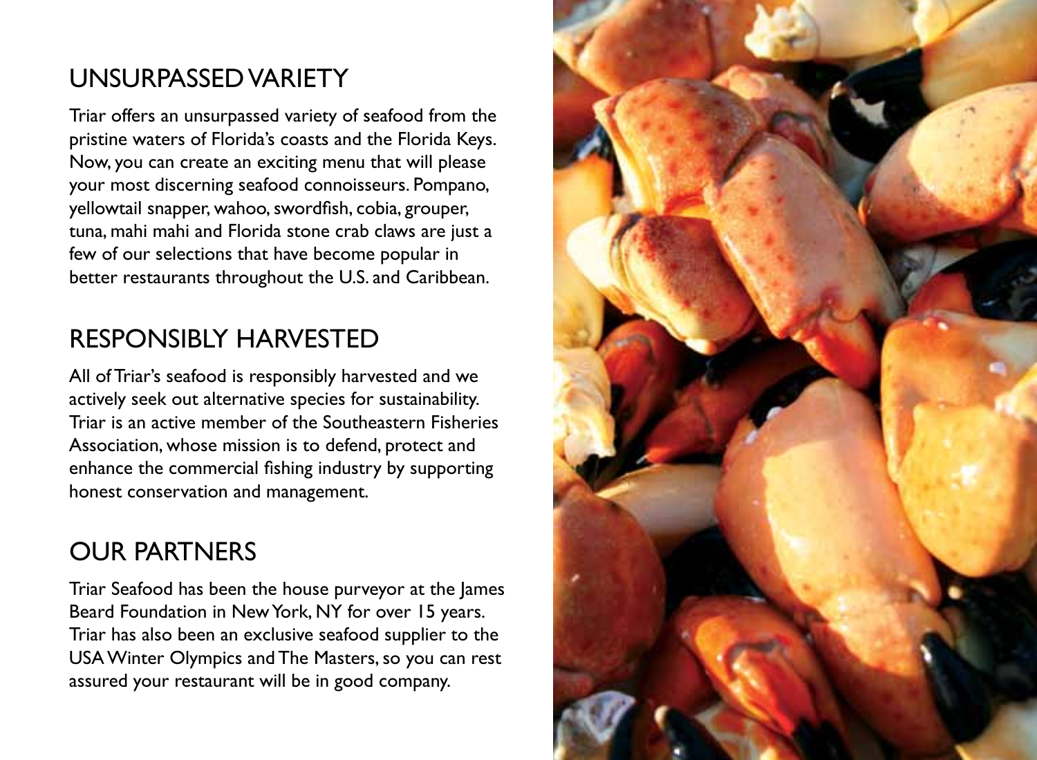## UNSURPASSED VARIETY

Triar offers an unsurpassed variety of seafood from the pristine waters of Florida's coasts and the Florida Keys. Now, you can create an exciting menu that will please your most discerning seafood connoisseurs. Pompano, yellowtail snapper, wahoo, swordfish, cobia, grouper, tuna, mahi mahi and Florida stone crab claws are just a few of our selections that have become popular in better restaurants throughout the U.S. and Caribbean.

## RESPONSIBLY HARVESTED

All of Triar's seafood is responsibly harvested and we actively seek out alternative species for sustainability. Triar is an active member of the Southeastern Fisheries Association, whose mission is to defend, protect and enhance the commercial fishing industry by supporting honest conservation and management.

## OUR PARTNERS

Triar Seafood has been the house purveyor at the James Beard Foundation in New York, NY for over 15 years. Triar has also been an exclusive seafood supplier to the USA Winter Olympics and The Masters, so you can rest assured your restaurant will be in good company.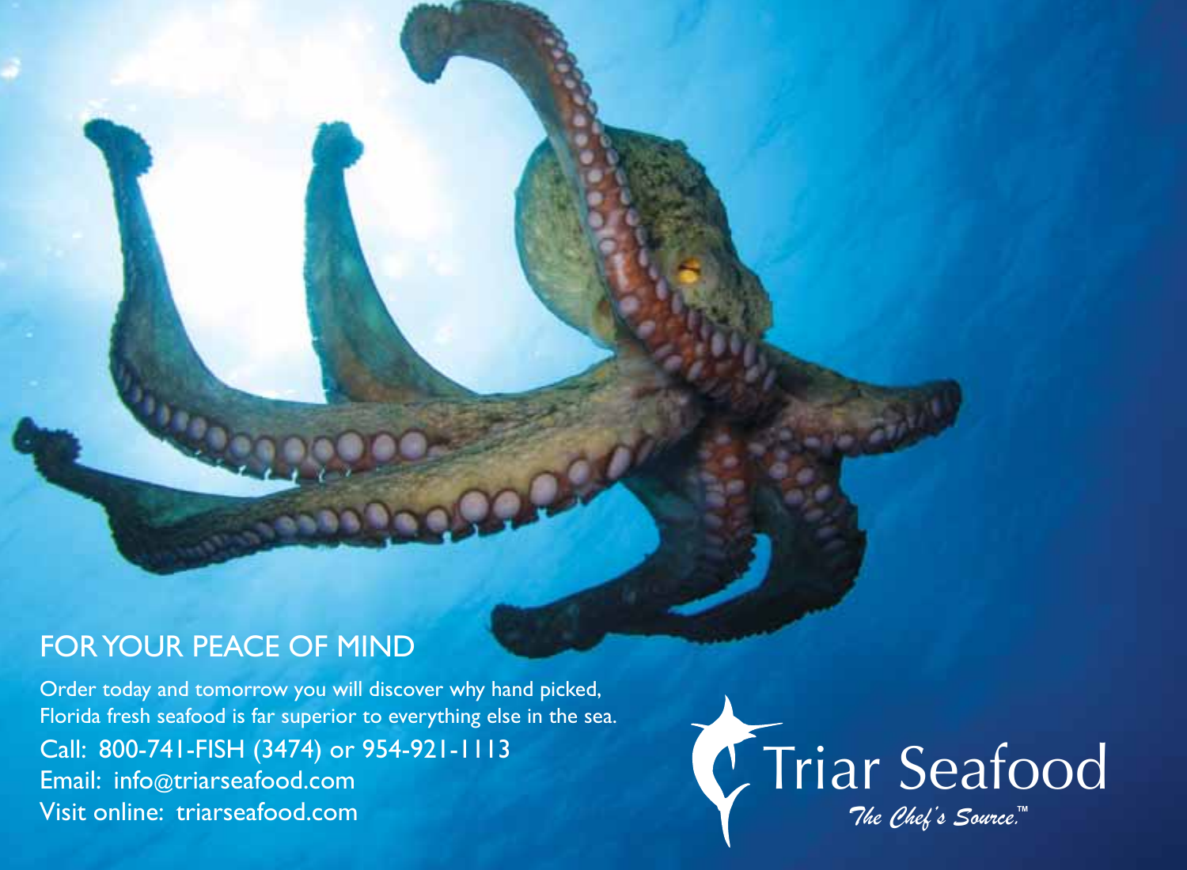## FOR YOUR PEACE OF MIND

Order today and tomorrow you will discover why hand picked, Florida fresh seafood is far superior to everything else in the sea.

Call: 800-741-FISH (3474) or 954-921-1113
Email: info@triarseafood.com
Visit online: triarseafood.com

Triar Seafood
*The Chef's Source.™*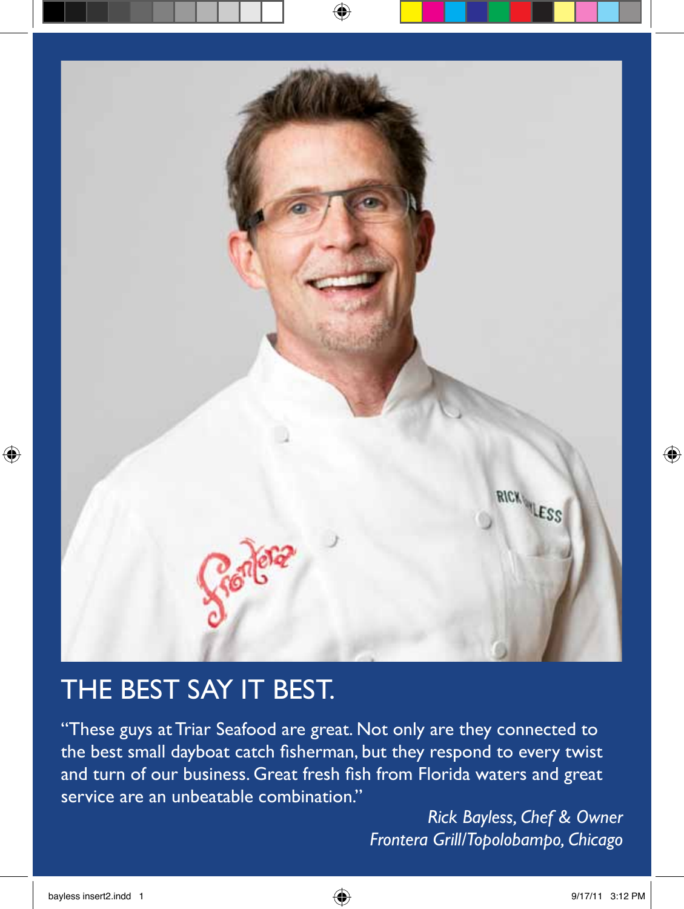# THE BEST SAY IT BEST.

“These guys at Triar Seafood are great. Not only are they connected to the best small dayboat catch fisherman, but they respond to every twist and turn of our business. Great fresh fish from Florida waters and great service are an unbeatable combination.”

*Rick Bayless, Chef & Owner*
*Frontera Grill/Topolobampo, Chicago*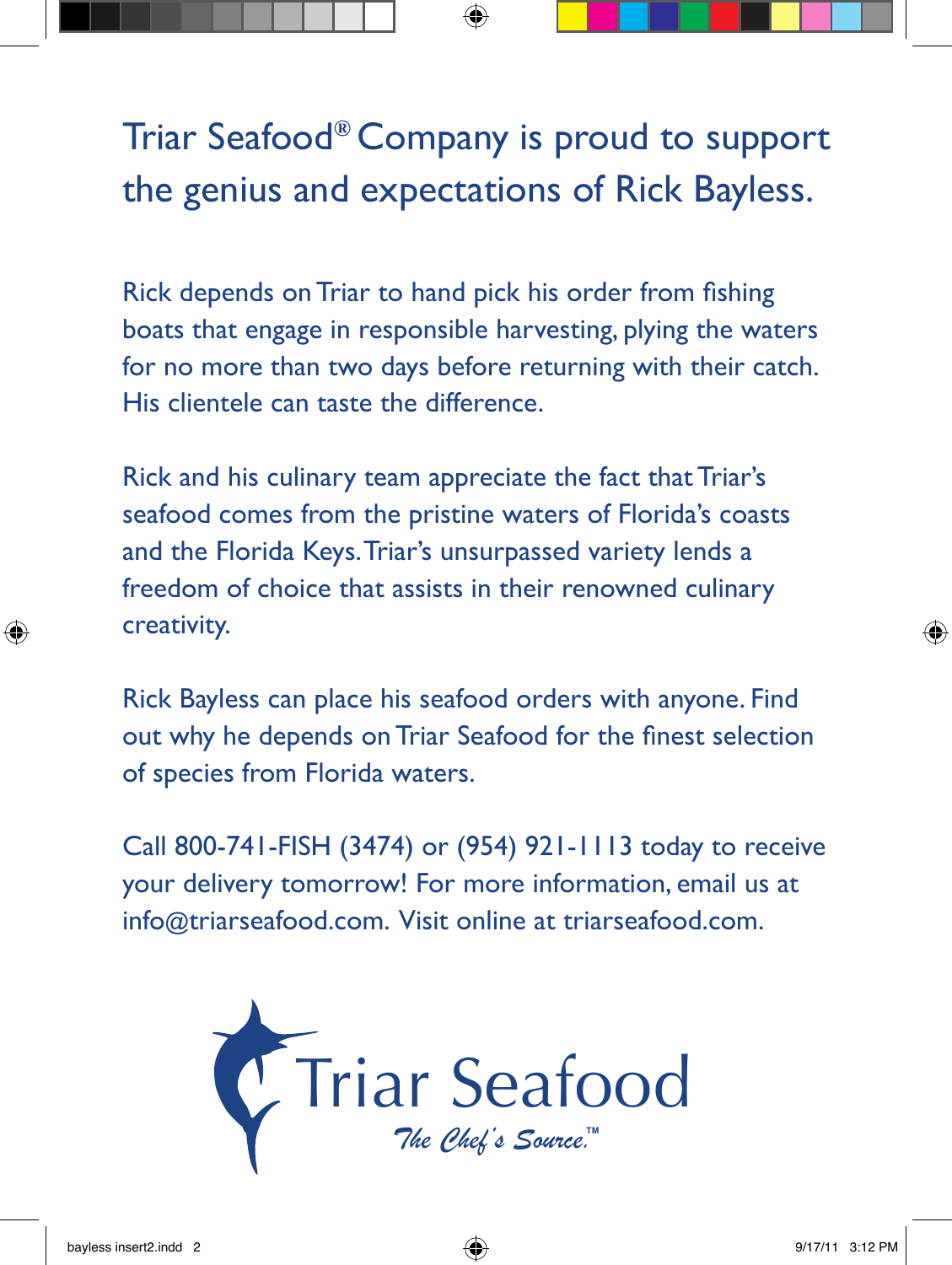# Triar Seafood® Company is proud to support the genius and expectations of Rick Bayless.

Rick depends on Triar to hand pick his order from fishing boats that engage in responsible harvesting, plying the waters for no more than two days before returning with their catch. His clientele can taste the difference.

Rick and his culinary team appreciate the fact that Triar's seafood comes from the pristine waters of Florida's coasts and the Florida Keys. Triar's unsurpassed variety lends a freedom of choice that assists in their renowned culinary creativity.

Rick Bayless can place his seafood orders with anyone. Find out why he depends on Triar Seafood for the finest selection of species from Florida waters.

Call 800-741-FISH (3474) or (954) 921-1113 today to receive your delivery tomorrow! For more information, email us at info@triarseafood.com. Visit online at triarseafood.com.

Triar Seafood

*The Chef's Source.™*